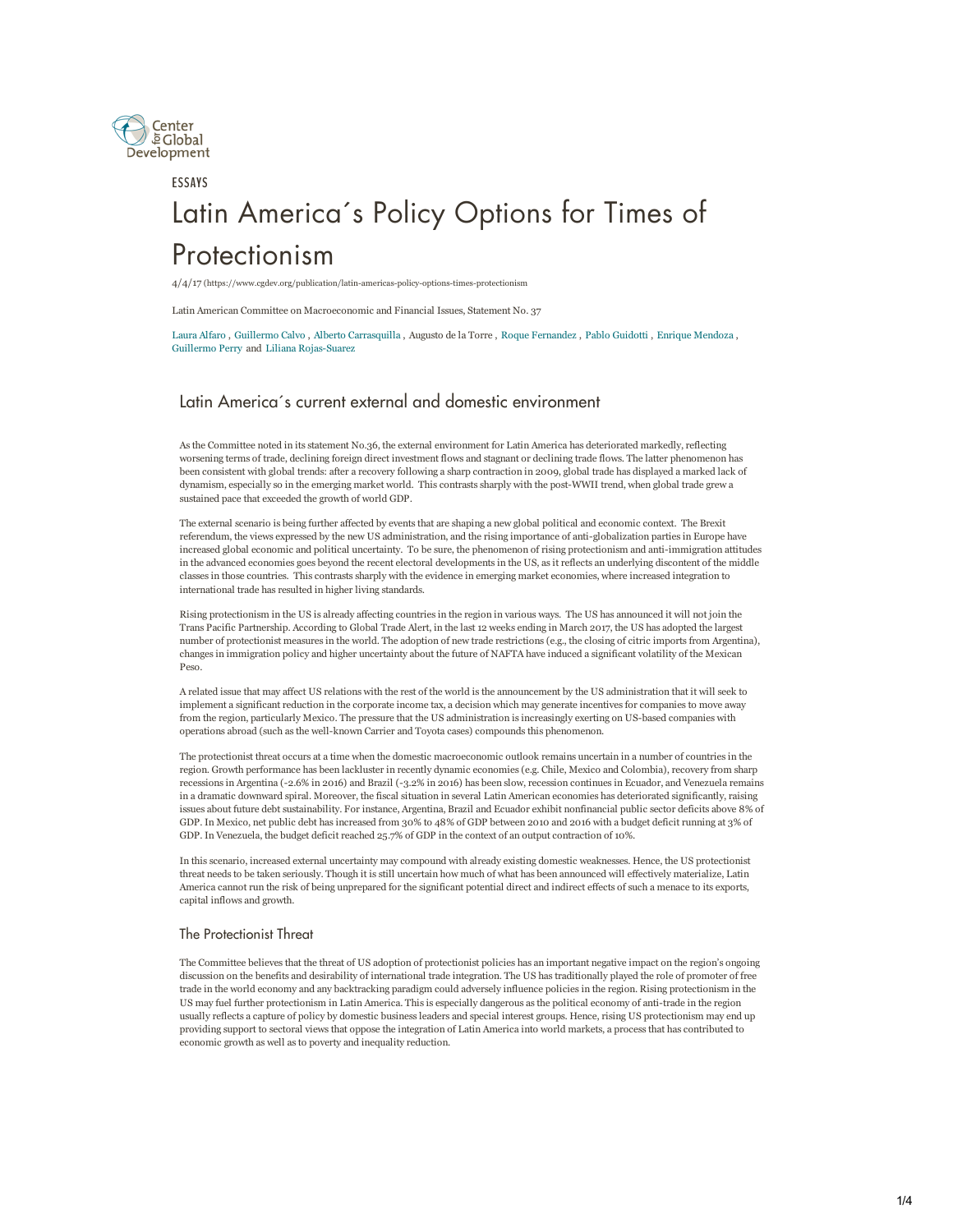ESSAYS

# Latin America´s Policy Options for Times of Protectionism

4/4/17 (https://www.cgdev.org/publication/latin-americas-policy-options-times-protectionism

Latin American Committee on Macroeconomic and Financial Issues, Statement No. 37

Laura Alfaro , Guillermo Calvo , Alberto Carrasquilla , Augusto de la Torre , Roque Fernandez , Pablo Guidotti , Enrique Mendoza , Guillermo Perry and Liliana Rojas-Suarez

## Latin America´s current external and domestic environment

As the Committee noted in its statement No.36, the external environment for Latin America has deteriorated markedly, reflecting worsening terms of trade, declining foreign direct investment flows and stagnant or declining trade flows. The latter phenomenon has been consistent with global trends: after a recovery following a sharp contraction in 2009, global trade has displayed a marked lack of dynamism, especially so in the emerging market world. This contrasts sharply with the post-WWII trend, when global trade grew a sustained pace that exceeded the growth of world GDP.

The external scenario is being further affected by events that are shaping a new global political and economic context. The Brexit referendum, the views expressed by the new US administration, and the rising importance of anti-globalization parties in Europe have increased global economic and political uncertainty. To be sure, the phenomenon of rising protectionism and anti-immigration attitudes in the advanced economies goes beyond the recent electoral developments in the US, as it reflects an underlying discontent of the middle classes in those countries. This contrasts sharply with the evidence in emerging market economies, where increased integration to international trade has resulted in higher living standards.

Rising protectionism in the US is already affecting countries in the region in various ways. The US has announced it will not join the Trans Pacific Partnership. According to Global Trade Alert, in the last 12 weeks ending in March 2017, the US has adopted the largest number of protectionist measures in the world. The adoption of new trade restrictions (e.g., the closing of citric imports from Argentina), changes in immigration policy and higher uncertainty about the future of NAFTA have induced a significant volatility of the Mexican Peso.

A related issue that may affect US relations with the rest of the world is the announcement by the US administration that it will seek to implement a significant reduction in the corporate income tax, a decision which may generate incentives for companies to move away from the region, particularly Mexico. The pressure that the US administration is increasingly exerting on US-based companies with operations abroad (such as the well-known Carrier and Toyota cases) compounds this phenomenon.

The protectionist threat occurs at a time when the domestic macroeconomic outlook remains uncertain in a number of countries in the region. Growth performance has been lackluster in recently dynamic economies (e.g. Chile, Mexico and Colombia), recovery from sharp recessions in Argentina (-2.6% in 2016) and Brazil (-3.2% in 2016) has been slow, recession continues in Ecuador, and Venezuela remains in a dramatic downward spiral. Moreover, the fiscal situation in several Latin American economies has deteriorated significantly, raising issues about future debt sustainability. For instance, Argentina, Brazil and Ecuador exhibit nonfinancial public sector deficits above 8% of GDP. In Mexico, net public debt has increased from 30% to 48% of GDP between 2010 and 2016 with a budget deficit running at 3% of GDP. In Venezuela, the budget deficit reached 25.7% of GDP in the context of an output contraction of 10%.

In this scenario, increased external uncertainty may compound with already existing domestic weaknesses. Hence, the US protectionist threat needs to be taken seriously. Though it is still uncertain how much of what has been announced will effectively materialize, Latin America cannot run the risk of being unprepared for the significant potential direct and indirect effects of such a menace to its exports, capital inflows and growth.

### The Protectionist Threat

The Committee believes that the threat of US adoption of protectionist policies has an important negative impact on the region's ongoing discussion on the benefits and desirability of international trade integration. The US has traditionally played the role of promoter of free trade in the world economy and any backtracking paradigm could adversely influence policies in the region. Rising protectionism in the US may fuel further protectionism in Latin America. This is especially dangerous as the political economy of anti-trade in the region usually reflects a capture of policy by domestic business leaders and special interest groups. Hence, rising US protectionism may end up providing support to sectoral views that oppose the integration of Latin America into world markets, a process that has contributed to economic growth as well as to poverty and inequality reduction.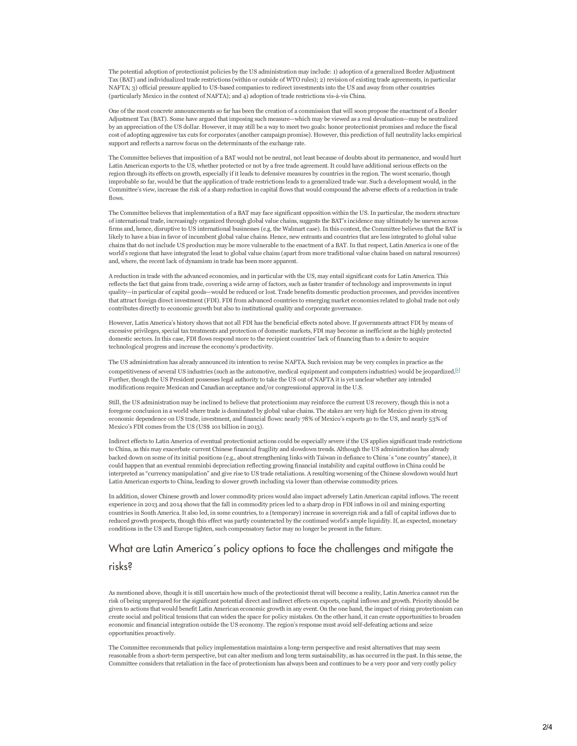The potential adoption of protectionist policies by the US administration may include: 1) adoption of a generalized Border Adjustment Tax (BAT) and individualized trade restrictions (within or outside of WTO rules); 2) revision of existing trade agreements, in particular NAFTA; 3) official pressure applied to US-based companies to redirect investments into the US and away from other countries (particularly Mexico in the context of NAFTA); and 4) adoption of trade restrictions vis-á-vis China.

One of the most concrete announcements so far has been the creation of a commission that will soon propose the enactment of a Border Adjustment Tax (BAT). Some have argued that imposing such measure—which may be viewed as a real devaluation—may be neutralized by an appreciation of the US dollar. However, it may still be a way to meet two goals: honor protectionist promises and reduce the fiscal cost of adopting aggressive tax cuts for corporates (another campaign promise). However, this prediction of full neutrality lacks empirical support and reflects a narrow focus on the determinants of the exchange rate.

The Committee believes that imposition of a BAT would not be neutral, not least because of doubts about its permanence, and would hurt Latin American exports to the US, whether protected or not by a free trade agreement. It could have additional serious effects on the region through its effects on growth, especially if it leads to defensive measures by countries in the region. The worst scenario, though improbable so far, would be that the application of trade restrictions leads to a generalized trade war. Such a development would, in the Committee's view, increase the risk of a sharp reduction in capital flows that would compound the adverse effects of a reduction in trade flows.

The Committee believes that implementation of a BAT may face significant opposition within the US. In particular, the modern structure of international trade, increasingly organized through global value chains, suggests the BAT's incidence may ultimately be uneven across firms and, hence, disruptive to US international businesses (e.g. the Walmart case). In this context, the Committee believes that the BAT is likely to have a bias in favor of incumbent global value chains. Hence, new entrants and countries that are less integrated to global value chains that do not include US production may be more vulnerable to the enactment of a BAT. In that respect, Latin America is one of the world's regions that have integrated the least to global value chains (apart from more traditional value chains based on natural resources) and, where, the recent lack of dynamism in trade has been more apparent.

A reduction in trade with the advanced economies, and in particular with the US, may entail significant costs for Latin America. This reflects the fact that gains from trade, covering a wide array of factors, such as faster transfer of technology and improvements in input quality—in particular of capital goods—would be reduced or lost. Trade benefits domestic production processes, and provides incentives that attract foreign direct investment (FDI). FDI from advanced countries to emerging market economies related to global trade not only contributes directly to economic growth but also to institutional quality and corporate governance.

However, Latin America's history shows that not all FDI has the beneficial effects noted above. If governments attract FDI by means of excessive privileges, special tax treatments and protection of domestic markets, FDI may become as inefficient as the highly protected domestic sectors. In this case, FDI flows respond more to the recipient countries' lack of financing than to a desire to acquire technological progress and increase the economy's productivity.

The US administration has already announced its intention to revise NAFTA. Such revision may be very complex in practice as the competitiveness of several US industries (such as the automotive, medical equipment and computers industries) would be jeopardized.[1] Further, though the US President possesses legal authority to take the US out of NAFTA it is yet unclear whether any intended modifications require Mexican and Canadian acceptance and/or congressional approval in the U.S.

Still, the US administration may be inclined to believe that protectionism may reinforce the current US recovery, though this is not a foregone conclusion in a world where trade is dominated by global value chains. The stakes are very high for Mexico given its strong economic dependence on US trade, investment, and financial flows: nearly 78% of Mexico's exports go to the US, and nearly 53% of Mexico's FDI comes from the US (US$ 101 billion in 2013).

Indirect effects to Latin America of eventual protectionist actions could be especially severe if the US applies significant trade restrictions to China, as this may exacerbate current Chinese financial fragility and slowdown trends. Although the US administration has already backed down on some of its initial positions (e.g., about strengthening links with Taiwan in defiance to China´s "one country" stance), it could happen that an eventual renminbi depreciation reflecting growing financial instability and capital outflows in China could be interpreted as "currency manipulation" and give rise to US trade retaliations. A resulting worsening of the Chinese slowdown would hurt Latin American exports to China, leading to slower growth including via lower than otherwise commodity prices.

In addition, slower Chinese growth and lower commodity prices would also impact adversely Latin American capital inflows. The recent experience in 2013 and 2014 shows that the fall in commodity prices led to a sharp drop in FDI inflows in oil and mining exporting countries in South America. It also led, in some countries, to a (temporary) increase in sovereign risk and a fall of capital inflows due to reduced growth prospects, though this effect was partly counteracted by the continued world's ample liquidity. If, as expected, monetary conditions in the US and Europe tighten, such compensatory factor may no longer be present in the future.

## What are Latin America´s policy options to face the challenges and mitigate the risks?

As mentioned above, though it is still uncertain how much of the protectionist threat will become a reality, Latin America cannot run the risk of being unprepared for the significant potential direct and indirect effects on exports, capital inflows and growth. Priority should be given to actions that would benefit Latin American economic growth in any event. On the one hand, the impact of rising protectionism can create social and political tensions that can widen the space for policy mistakes. On the other hand, it can create opportunities to broaden economic and financial integration outside the US economy. The region's response must avoid self-defeating actions and seize opportunities proactively.

The Committee recommends that policy implementation maintains a long-term perspective and resist alternatives that may seem reasonable from a short-term perspective, but can alter medium and long term sustainability, as has occurred in the past. In this sense, the Committee considers that retaliation in the face of protectionism has always been and continues to be a very poor and very costly policy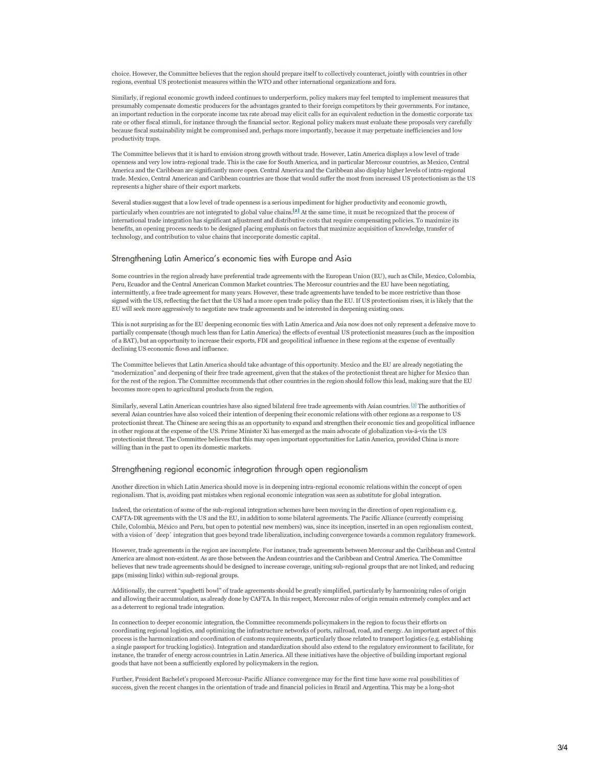choice. However, the Committee believes that the region should prepare itself to collectively counteract, jointly with countries in other regions, eventual US protectionist measures within the WTO and other international organizations and fora.

Similarly, if regional economic growth indeed continues to underperform, policy makers may feel tempted to implement measures that presumably compensate domestic producers for the advantages granted to their foreign competitors by their governments. For instance, an important reduction in the corporate income tax rate abroad may elicit calls for an equivalent reduction in the domestic corporate tax rate or other fiscal stimuli, for instance through the financial sector. Regional policy makers must evaluate these proposals very carefully because fiscal sustainability might be compromised and, perhaps more importantly, because it may perpetuate inefficiencies and low productivity traps.

The Committee believes that it is hard to envision strong growth without trade. However, Latin America displays a low level of trade openness and very low intra-regional trade. This is the case for South America, and in particular Mercosur countries, as Mexico, Central America and the Caribbean are significantly more open. Central America and the Caribbean also display higher levels of intra-regional trade. Mexico, Central American and Caribbean countries are those that would suffer the most from increased US protectionism as the US represents a higher share of their export markets.

Several studies suggest that a low level of trade openness is a serious impediment for higher productivity and economic growth, particularly when countries are not integrated to global value chains.[2] At the same time, it must be recognized that the process of international trade integration has significant adjustment and distributive costs that require compensating policies. To maximize its benefits, an opening process needs to be designed placing emphasis on factors that maximize acquisition of knowledge, transfer of technology, and contribution to value chains that incorporate domestic capital.

## Strengthening Latin America's economic ties with Europe and Asia

Some countries in the region already have preferential trade agreements with the European Union (EU), such as Chile, Mexico, Colombia, Peru, Ecuador and the Central American Common Market countries. The Mercosur countries and the EU have been negotiating, intermittently, a free trade agreement for many years. However, these trade agreements have tended to be more restrictive than those signed with the US, reflecting the fact that the US had a more open trade policy than the EU. If US protectionism rises, it is likely that the EU will seek more aggressively to negotiate new trade agreements and be interested in deepening existing ones.

This is not surprising as for the EU deepening economic ties with Latin America and Asia now does not only represent a defensive move to partially compensate (though much less than for Latin America) the effects of eventual US protectionist measures (such as the imposition of a BAT), but an opportunity to increase their exports, FDI and geopolitical influence in these regions at the expense of eventually declining US economic flows and influence.

The Committee believes that Latin America should take advantage of this opportunity. Mexico and the EU are already negotiating the "modernization" and deepening of their free trade agreement, given that the stakes of the protectionist threat are higher for Mexico than for the rest of the region. The Committee recommends that other countries in the region should follow this lead, making sure that the EU becomes more open to agricultural products from the region.

Similarly, several Latin American countries have also signed bilateral free trade agreements with Asian countries.[3] The authorities of several Asian countries have also voiced their intention of deepening their economic relations with other regions as a response to US protectionist threat. The Chinese are seeing this as an opportunity to expand and strengthen their economic ties and geopolitical influence in other regions at the expense of the US. Prime Minister Xi has emerged as the main advocate of globalization vis-á-vis the US protectionist threat. The Committee believes that this may open important opportunities for Latin America, provided China is more willing than in the past to open its domestic markets.

## Strengthening regional economic integration through open regionalism

Another direction in which Latin America should move is in deepening intra-regional economic relations within the concept of open regionalism. That is, avoiding past mistakes when regional economic integration was seen as substitute for global integration.

Indeed, the orientation of some of the sub-regional integration schemes have been moving in the direction of open regionalism e.g. CAFTA-DR agreements with the US and the EU, in addition to some bilateral agreements. The Pacific Alliance (currently comprising Chile, Colombia, México and Peru, but open to potential new members) was, since its inception, inserted in an open regionalism context, with a vision of ´deep´ integration that goes beyond trade liberalization, including convergence towards a common regulatory framework.

However, trade agreements in the region are incomplete. For instance, trade agreements between Mercosur and the Caribbean and Central America are almost non-existent. As are those between the Andean countries and the Caribbean and Central America. The Committee believes that new trade agreements should be designed to increase coverage, uniting sub-regional groups that are not linked, and reducing gaps (missing links) within sub-regional groups.

Additionally, the current "spaghetti bowl" of trade agreements should be greatly simplified, particularly by harmonizing rules of origin and allowing their accumulation, as already done by CAFTA. In this respect, Mercosur rules of origin remain extremely complex and act as a deterrent to regional trade integration.

In connection to deeper economic integration, the Committee recommends policymakers in the region to focus their efforts on coordinating regional logistics, and optimizing the infrastructure networks of ports, railroad, road, and energy. An important aspect of this process is the harmonization and coordination of customs requirements, particularly those related to transport logistics (e.g. establishing a single passport for trucking logistics). Integration and standardization should also extend to the regulatory environment to facilitate, for instance, the transfer of energy across countries in Latin America. All these initiatives have the objective of building important regional goods that have not been a sufficiently explored by policymakers in the region.

Further, President Bachelet's proposed Mercosur-Pacific Alliance convergence may for the first time have some real possibilities of success, given the recent changes in the orientation of trade and financial policies in Brazil and Argentina. This may be a long-shot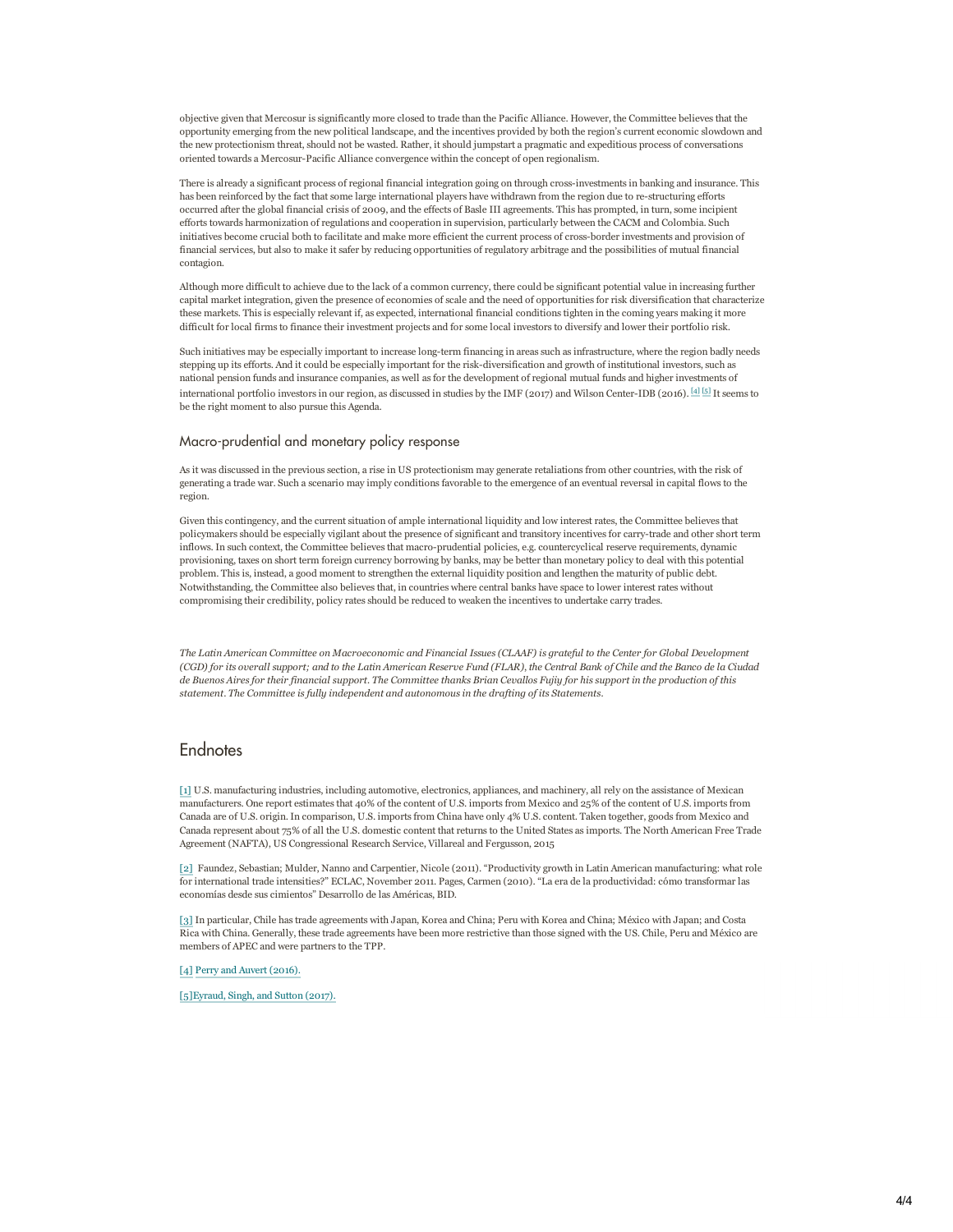objective given that Mercosur is significantly more closed to trade than the Pacific Alliance. However, the Committee believes that the opportunity emerging from the new political landscape, and the incentives provided by both the region's current economic slowdown and the new protectionism threat, should not be wasted. Rather, it should jumpstart a pragmatic and expeditious process of conversations oriented towards a Mercosur-Pacific Alliance convergence within the concept of open regionalism.

There is already a significant process of regional financial integration going on through cross-investments in banking and insurance. This has been reinforced by the fact that some large international players have withdrawn from the region due to re-structuring efforts occurred after the global financial crisis of 2009, and the effects of Basle III agreements. This has prompted, in turn, some incipient efforts towards harmonization of regulations and cooperation in supervision, particularly between the CACM and Colombia. Such initiatives become crucial both to facilitate and make more efficient the current process of cross-border investments and provision of financial services, but also to make it safer by reducing opportunities of regulatory arbitrage and the possibilities of mutual financial contagion.

Although more difficult to achieve due to the lack of a common currency, there could be significant potential value in increasing further capital market integration, given the presence of economies of scale and the need of opportunities for risk diversification that characterize these markets. This is especially relevant if, as expected, international financial conditions tighten in the coming years making it more difficult for local firms to finance their investment projects and for some local investors to diversify and lower their portfolio risk.

Such initiatives may be especially important to increase long-term financing in areas such as infrastructure, where the region badly needs stepping up its efforts. And it could be especially important for the risk-diversification and growth of institutional investors, such as national pension funds and insurance companies, as well as for the development of regional mutual funds and higher investments of international portfolio investors in our region, as discussed in studies by the IMF (2017) and Wilson Center-IDB (2016). [4] [5] It seems to be the right moment to also pursue this Agenda.

## Macro-prudential and monetary policy response

As it was discussed in the previous section, a rise in US protectionism may generate retaliations from other countries, with the risk of generating a trade war. Such a scenario may imply conditions favorable to the emergence of an eventual reversal in capital flows to the region.

Given this contingency, and the current situation of ample international liquidity and low interest rates, the Committee believes that policymakers should be especially vigilant about the presence of significant and transitory incentives for carry-trade and other short term inflows. In such context, the Committee believes that macro-prudential policies, e.g. countercyclical reserve requirements, dynamic provisioning, taxes on short term foreign currency borrowing by banks, may be better than monetary policy to deal with this potential problem. This is, instead, a good moment to strengthen the external liquidity position and lengthen the maturity of public debt. Notwithstanding, the Committee also believes that, in countries where central banks have space to lower interest rates without compromising their credibility, policy rates should be reduced to weaken the incentives to undertake carry trades.

*The Latin American Committee on Macroeconomic and Financial Issues (CLAAF) is grateful to the Center for Global Development (CGD) for its overall support; and to the Latin American Reserve Fund (FLAR), the Central Bank of Chile and the Banco de la Ciudad de Buenos Aires for their financial support. The Committee thanks Brian Cevallos Fujiy for his support in the production of this statement. The Committee is fully independent and autonomous in the drafting of its Statements.*

# Endnotes

[1] U.S. manufacturing industries, including automotive, electronics, appliances, and machinery, all rely on the assistance of Mexican manufacturers. One report estimates that 40% of the content of U.S. imports from Mexico and 25% of the content of U.S. imports from Canada are of U.S. origin. In comparison, U.S. imports from China have only 4% U.S. content. Taken together, goods from Mexico and Canada represent about 75% of all the U.S. domestic content that returns to the United States as imports. The North American Free Trade Agreement (NAFTA), US Congressional Research Service, Villareal and Fergusson, 2015

[2] Faundez, Sebastian; Mulder, Nanno and Carpentier, Nicole (2011). "Productivity growth in Latin American manufacturing: what role for international trade intensities?" ECLAC, November 2011. Pages, Carmen (2010). "La era de la productividad: cómo transformar las economías desde sus cimientos" Desarrollo de las Américas, BID.

[3] In particular, Chile has trade agreements with Japan, Korea and China; Peru with Korea and China; México with Japan; and Costa Rica with China. Generally, these trade agreements have been more restrictive than those signed with the US. Chile, Peru and México are members of APEC and were partners to the TPP.

[4] Perry and Auvert (2016).

[5]Eyraud, Singh, and Sutton (2017).